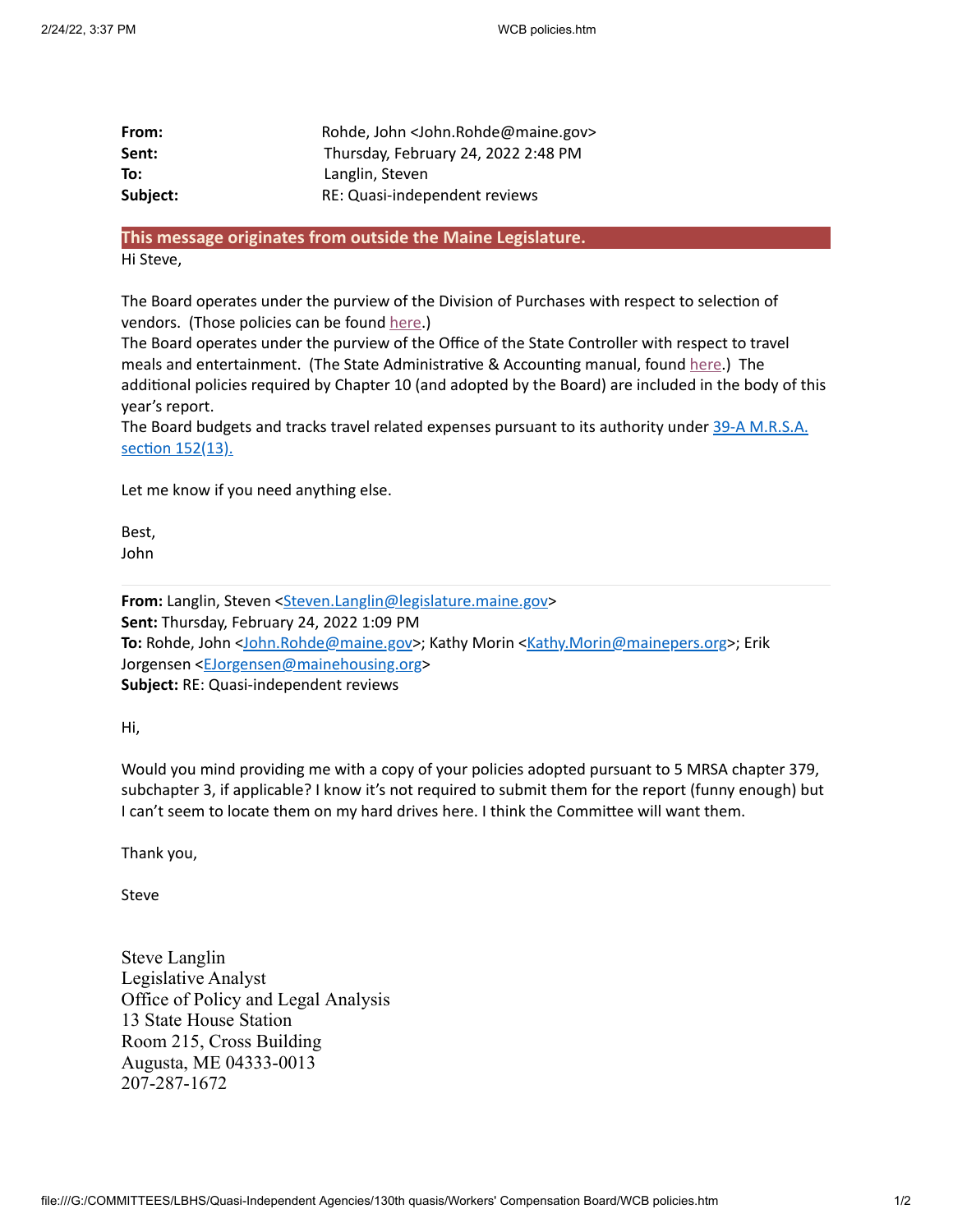| | |
|---|---|
| **From:** | Rohde, John <John.Rohde@maine.gov> |
| **Sent:** | Thursday, February 24, 2022 2:48 PM |
| **To:** | Langlin, Steven |
| **Subject:** | RE: Quasi-independent reviews |

**This message originates from outside the Maine Legislature.**

Hi Steve,

The Board operates under the purview of the Division of Purchases with respect to selection of vendors. (Those policies can be found [here](#).)
The Board operates under the purview of the Office of the State Controller with respect to travel meals and entertainment. (The State Administrative & Accounting manual, found [here](#).) The additional policies required by Chapter 10 (and adopted by the Board) are included in the body of this year's report.
The Board budgets and tracks travel related expenses pursuant to its authority under [39-A M.R.S.A. section 152(13).](#)

Let me know if you need anything else.

Best,
John

---

**From:** Langlin, Steven <Steven.Langlin@legislature.maine.gov>
**Sent:** Thursday, February 24, 2022 1:09 PM
**To:** Rohde, John <John.Rohde@maine.gov>; Kathy Morin <Kathy.Morin@mainepers.org>; Erik Jorgensen <EJorgensen@mainehousing.org>
**Subject:** RE: Quasi-independent reviews

Hi,

Would you mind providing me with a copy of your policies adopted pursuant to 5 MRSA chapter 379, subchapter 3, if applicable? I know it's not required to submit them for the report (funny enough) but I can't seem to locate them on my hard drives here. I think the Committee will want them.

Thank you,

Steve

Steve Langlin
Legislative Analyst
Office of Policy and Legal Analysis
13 State House Station
Room 215, Cross Building
Augusta, ME 04333-0013
207-287-1672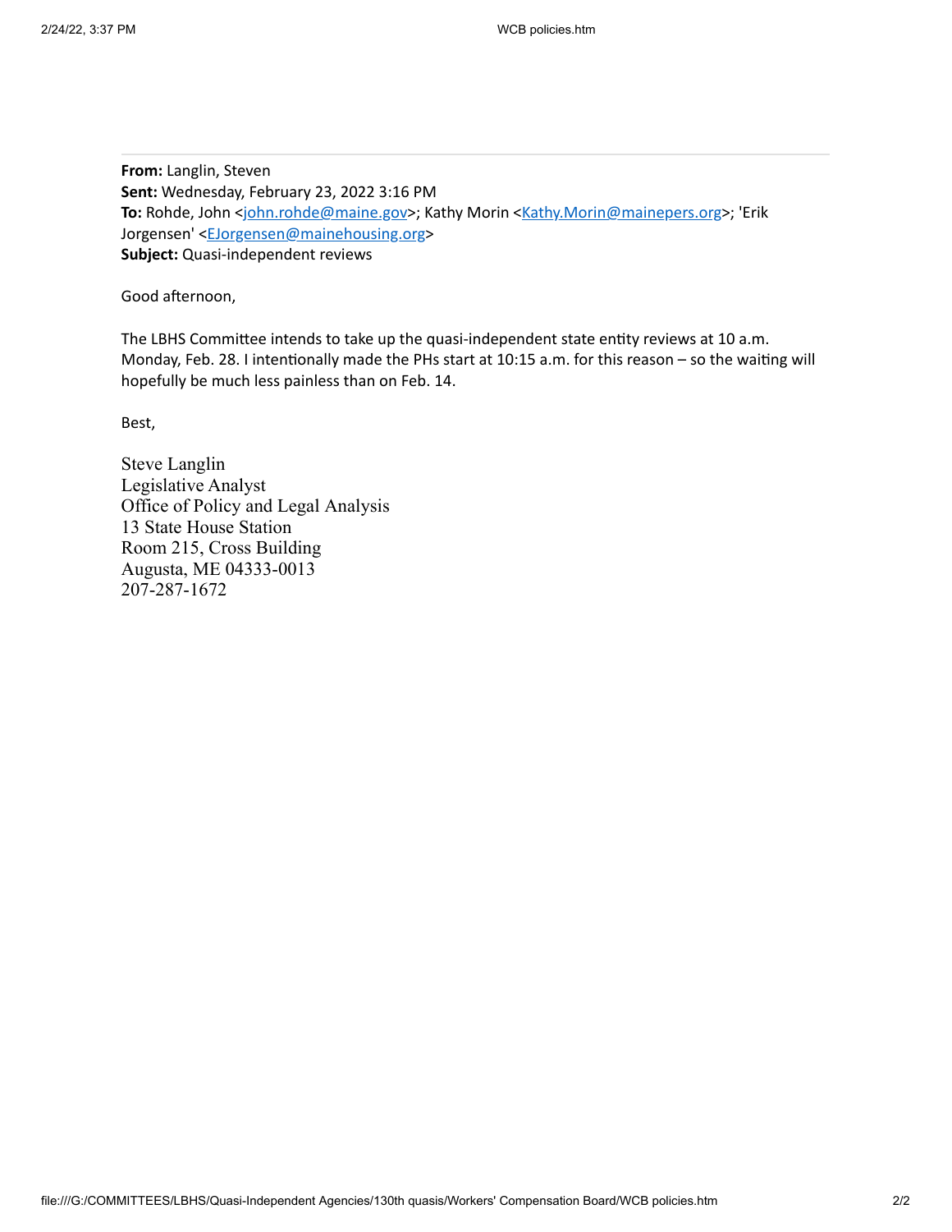**From:** Langlin, Steven
**Sent:** Wednesday, February 23, 2022 3:16 PM
**To:** Rohde, John <john.rohde@maine.gov>; Kathy Morin <Kathy.Morin@mainepers.org>; 'Erik Jorgensen' <EJorgensen@mainehousing.org>
**Subject:** Quasi-independent reviews

Good afternoon,

The LBHS Committee intends to take up the quasi-independent state entity reviews at 10 a.m. Monday, Feb. 28. I intentionally made the PHs start at 10:15 a.m. for this reason – so the waiting will hopefully be much less painless than on Feb. 14.

Best,

Steve Langlin
Legislative Analyst
Office of Policy and Legal Analysis
13 State House Station
Room 215, Cross Building
Augusta, ME 04333-0013
207-287-1672